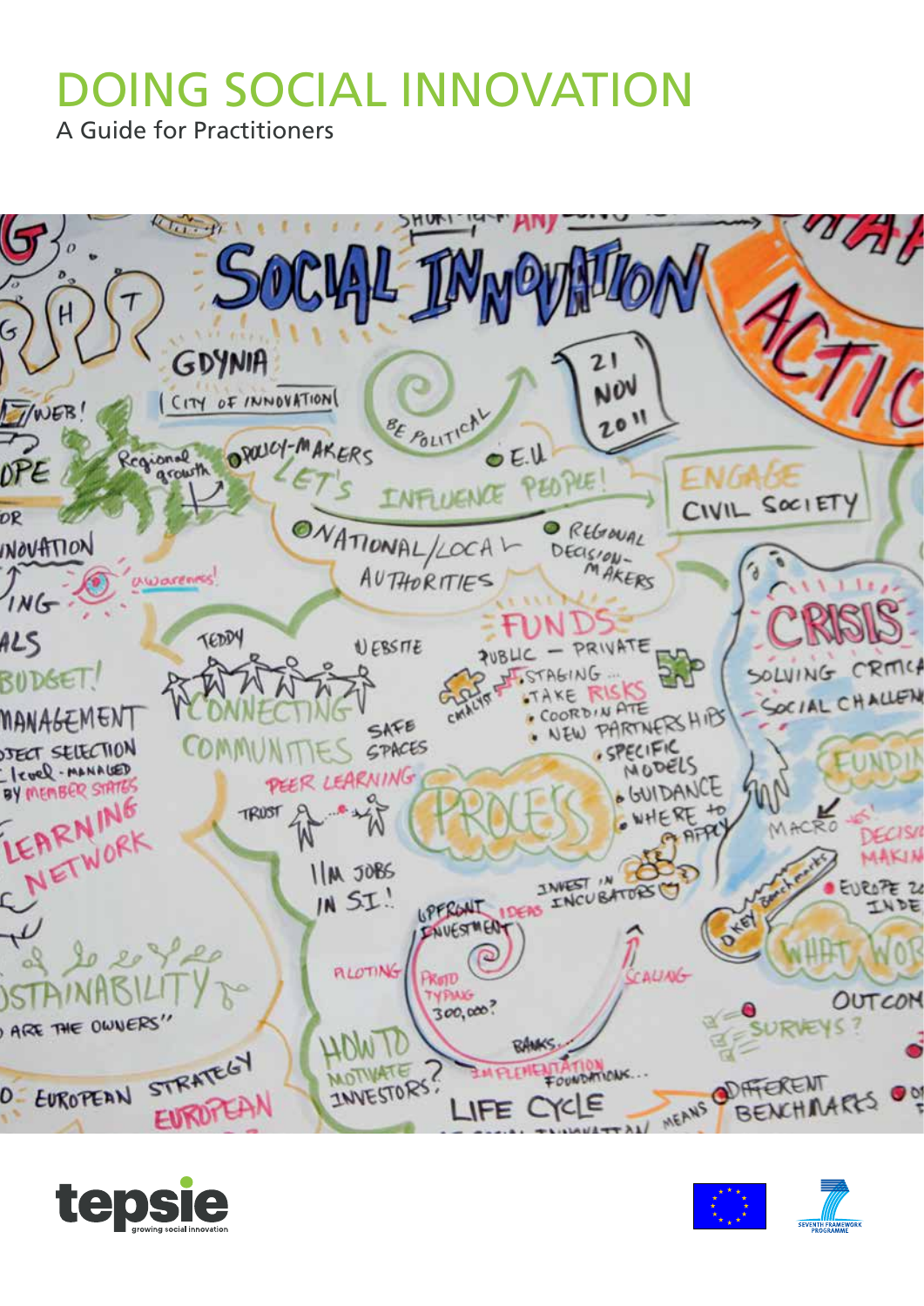# DOING SOCIAL INNOVATION

A Guide for Practitioners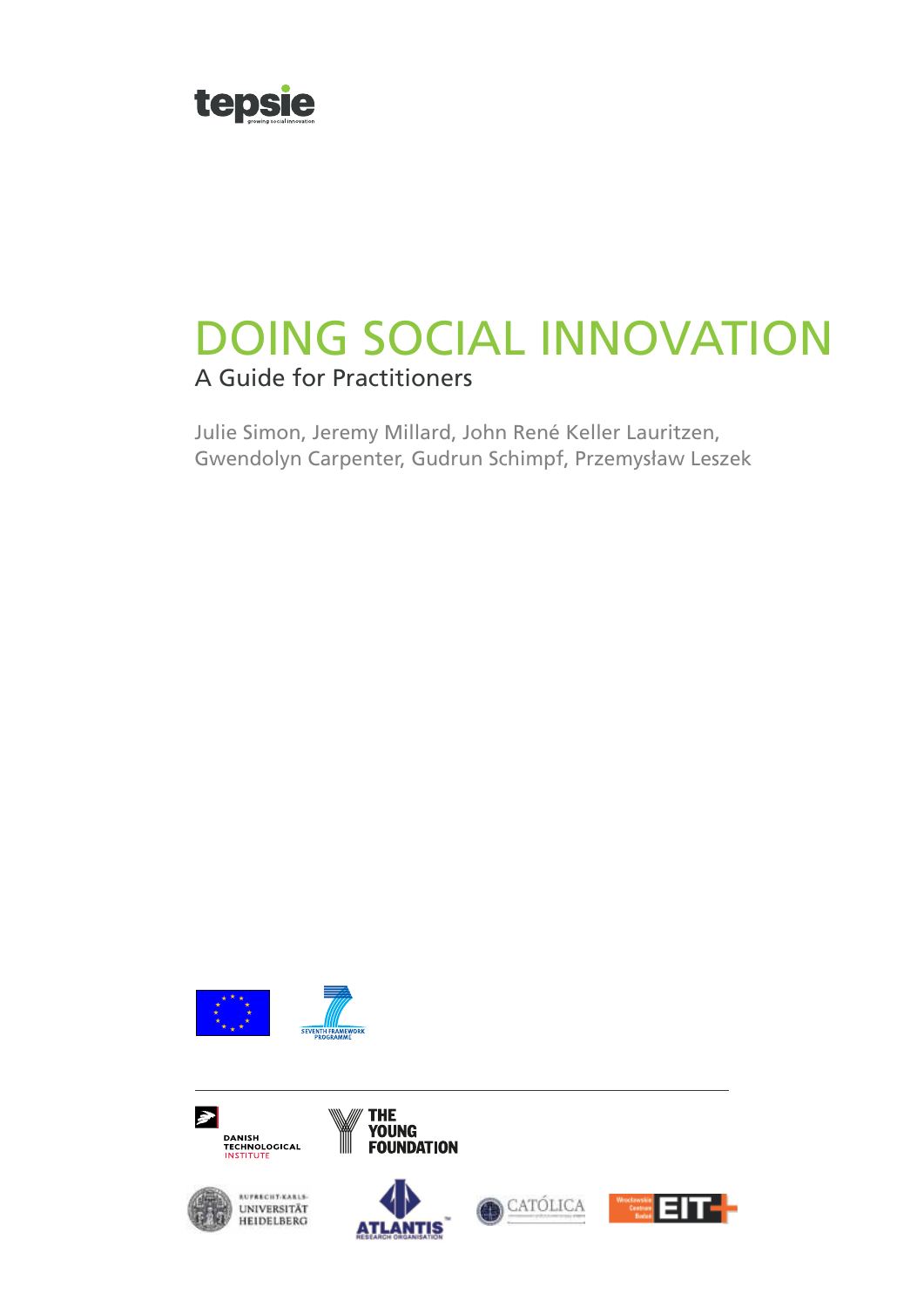tepsie

growing social innovation

# DOING SOCIAL INNOVATION

## A Guide for Practitioners

Julie Simon, Jeremy Millard, John René Keller Lauritzen, Gwendolyn Carpenter, Gudrun Schimpf, Przemysław Leszek

SEVENTH FRAMEWORK PROGRAMME

DANISH TECHNOLOGICAL INSTITUTE

THE YOUNG FOUNDATION

RUPRECHT-KARLS-UNIVERSITÄT HEIDELBERG

ATLANTIS RESEARCH ORGANISATION

CATÓLICA

Wrocławskie Centrum Badań EIT+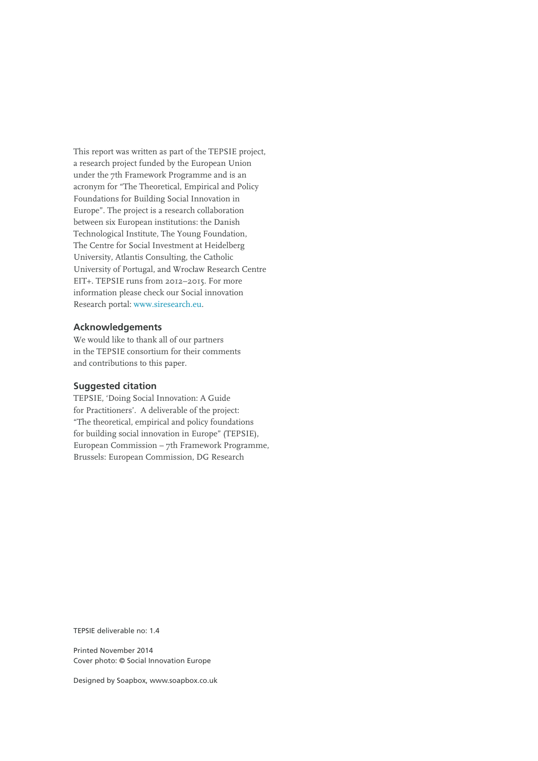This report was written as part of the TEPSIE project, a research project funded by the European Union under the 7th Framework Programme and is an acronym for "The Theoretical, Empirical and Policy Foundations for Building Social Innovation in Europe". The project is a research collaboration between six European institutions: the Danish Technological Institute, The Young Foundation, The Centre for Social Investment at Heidelberg University, Atlantis Consulting, the Catholic University of Portugal, and Wrocław Research Centre EIT+. TEPSIE runs from 2012–2015. For more information please check our Social innovation Research portal: www.siresearch.eu.

### Acknowledgements

We would like to thank all of our partners in the TEPSIE consortium for their comments and contributions to this paper.

### Suggested citation

TEPSIE, 'Doing Social Innovation: A Guide for Practitioners'. A deliverable of the project: "The theoretical, empirical and policy foundations for building social innovation in Europe" (TEPSIE), European Commission – 7th Framework Programme, Brussels: European Commission, DG Research

TEPSIE deliverable no: 1.4

Printed November 2014
Cover photo: © Social Innovation Europe

Designed by Soapbox, www.soapbox.co.uk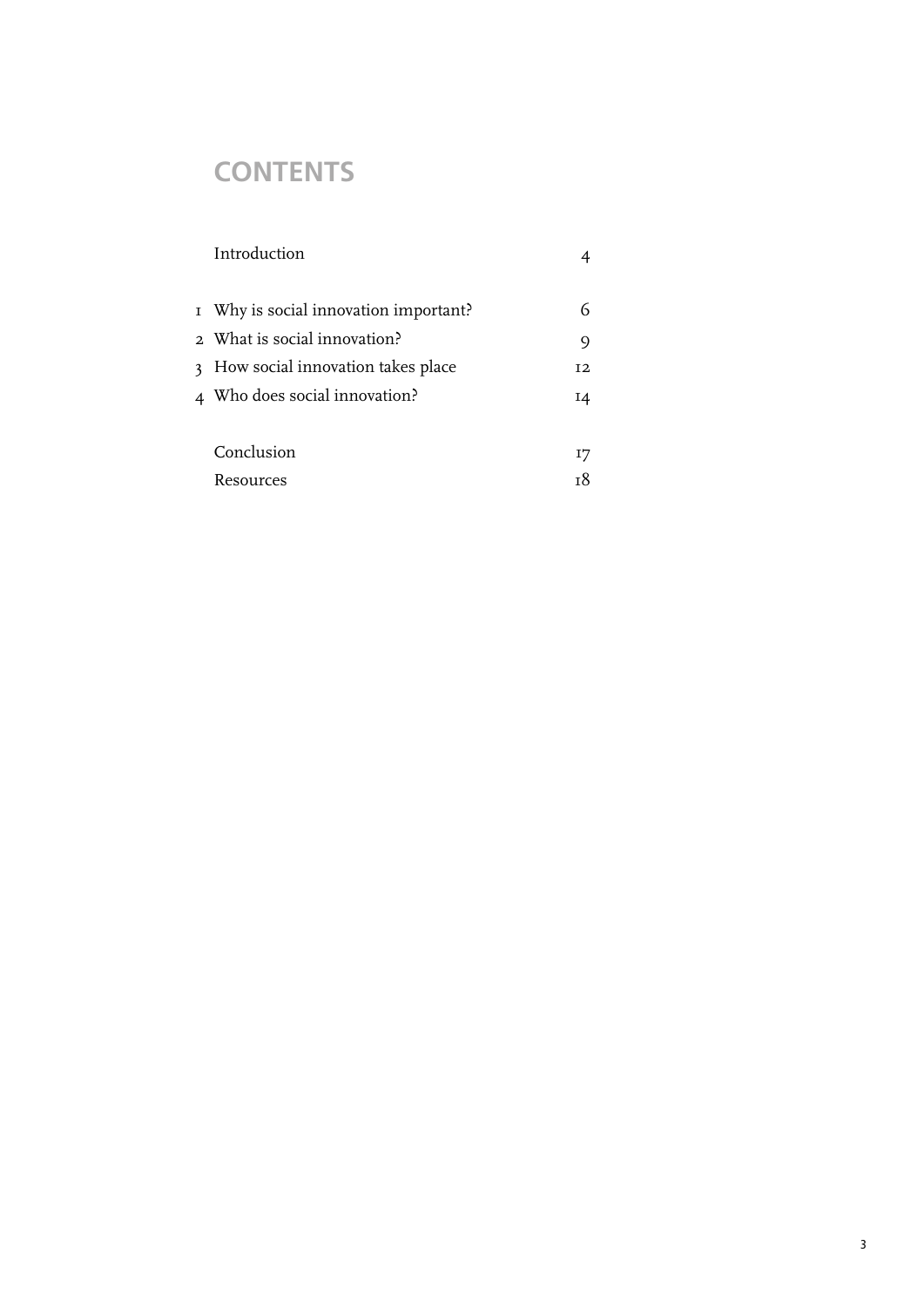# CONTENTS

| | | |
|---|---|---|
| | Introduction | 4 |
| 1 | Why is social innovation important? | 6 |
| 2 | What is social innovation? | 9 |
| 3 | How social innovation takes place | 12 |
| 4 | Who does social innovation? | 14 |
| | Conclusion | 17 |
| | Resources | 18 |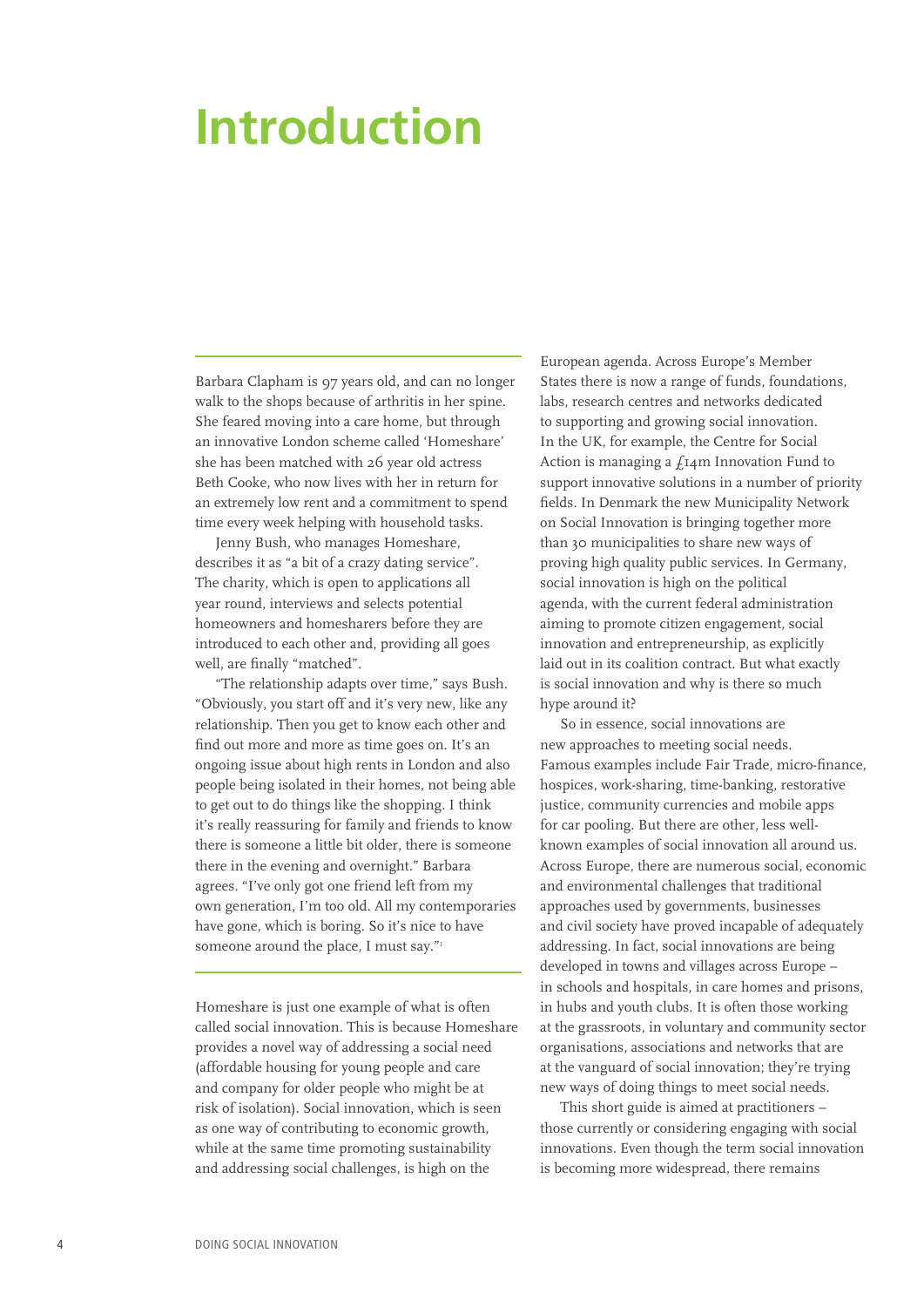# Introduction

Barbara Clapham is 97 years old, and can no longer walk to the shops because of arthritis in her spine. She feared moving into a care home, but through an innovative London scheme called 'Homeshare' she has been matched with 26 year old actress Beth Cooke, who now lives with her in return for an extremely low rent and a commitment to spend time every week helping with household tasks.

Jenny Bush, who manages Homeshare, describes it as "a bit of a crazy dating service". The charity, which is open to applications all year round, interviews and selects potential homeowners and homesharers before they are introduced to each other and, providing all goes well, are finally "matched".

"The relationship adapts over time," says Bush. "Obviously, you start off and it's very new, like any relationship. Then you get to know each other and find out more and more as time goes on. It's an ongoing issue about high rents in London and also people being isolated in their homes, not being able to get out to do things like the shopping. I think it's really reassuring for family and friends to know there is someone a little bit older, there is someone there in the evening and overnight." Barbara agrees. "I've only got one friend left from my own generation, I'm too old. All my contemporaries have gone, which is boring. So it's nice to have someone around the place, I must say."[1]

Homeshare is just one example of what is often called social innovation. This is because Homeshare provides a novel way of addressing a social need (affordable housing for young people and care and company for older people who might be at risk of isolation). Social innovation, which is seen as one way of contributing to economic growth, while at the same time promoting sustainability and addressing social challenges, is high on the European agenda. Across Europe's Member States there is now a range of funds, foundations, labs, research centres and networks dedicated to supporting and growing social innovation. In the UK, for example, the Centre for Social Action is managing a £14m Innovation Fund to support innovative solutions in a number of priority fields. In Denmark the new Municipality Network on Social Innovation is bringing together more than 30 municipalities to share new ways of proving high quality public services. In Germany, social innovation is high on the political agenda, with the current federal administration aiming to promote citizen engagement, social innovation and entrepreneurship, as explicitly laid out in its coalition contract. But what exactly is social innovation and why is there so much hype around it?

So in essence, social innovations are new approaches to meeting social needs. Famous examples include Fair Trade, micro-finance, hospices, work-sharing, time-banking, restorative justice, community currencies and mobile apps for car pooling. But there are other, less well-known examples of social innovation all around us. Across Europe, there are numerous social, economic and environmental challenges that traditional approaches used by governments, businesses and civil society have proved incapable of adequately addressing. In fact, social innovations are being developed in towns and villages across Europe – in schools and hospitals, in care homes and prisons, in hubs and youth clubs. It is often those working at the grassroots, in voluntary and community sector organisations, associations and networks that are at the vanguard of social innovation; they're trying new ways of doing things to meet social needs.

This short guide is aimed at practitioners – those currently or considering engaging with social innovations. Even though the term social innovation is becoming more widespread, there remains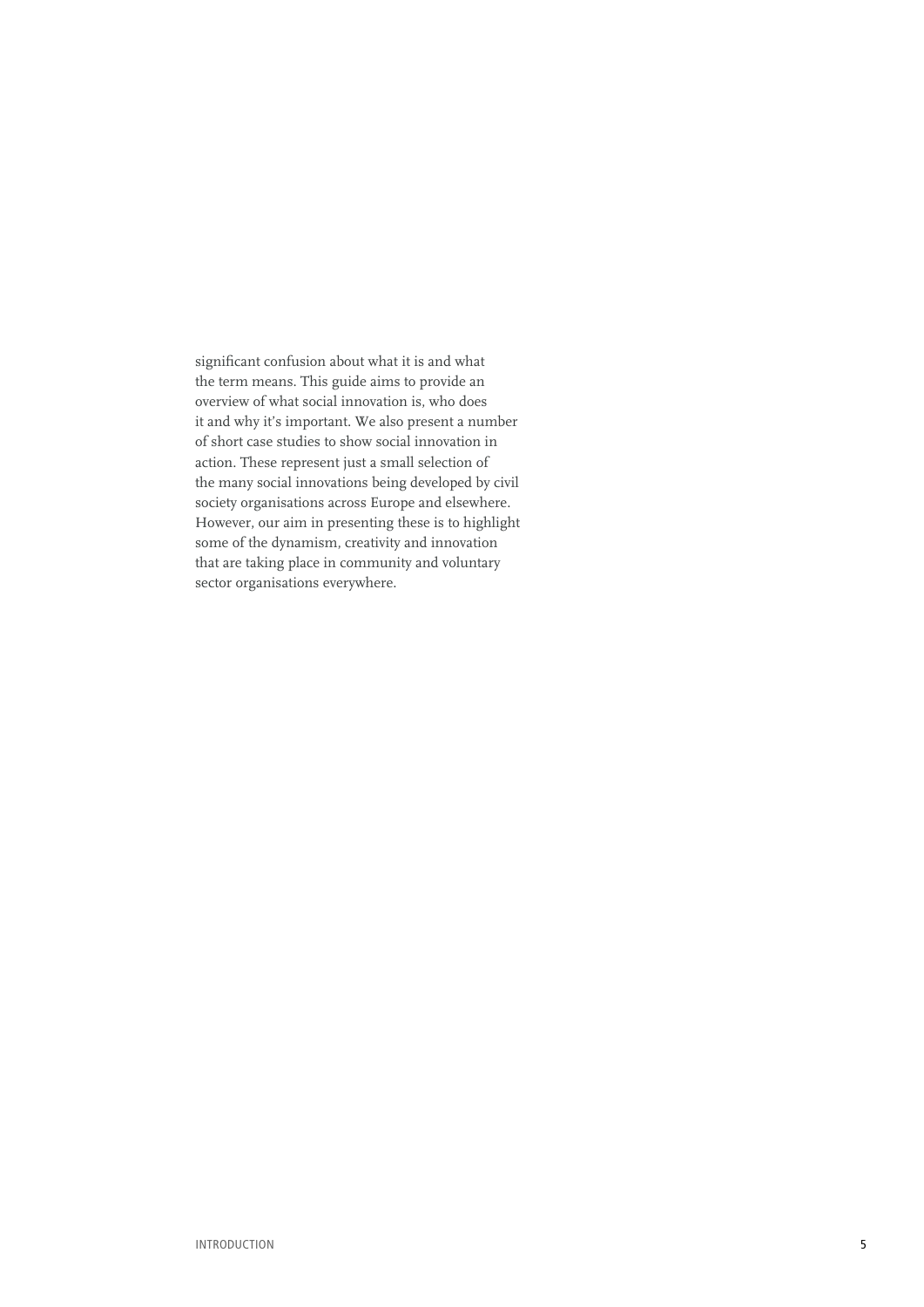significant confusion about what it is and what the term means. This guide aims to provide an overview of what social innovation is, who does it and why it's important. We also present a number of short case studies to show social innovation in action. These represent just a small selection of the many social innovations being developed by civil society organisations across Europe and elsewhere. However, our aim in presenting these is to highlight some of the dynamism, creativity and innovation that are taking place in community and voluntary sector organisations everywhere.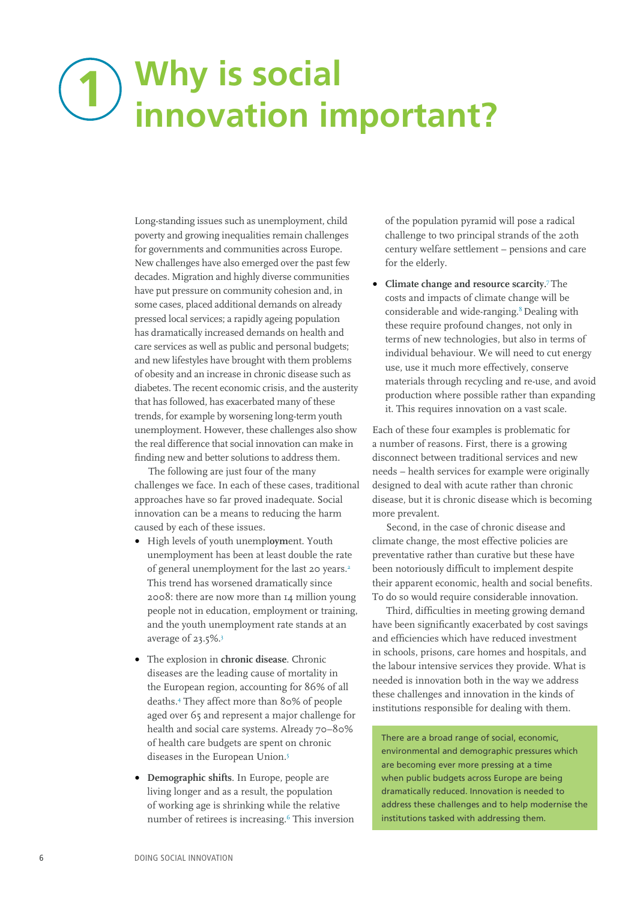# 1 Why is social innovation important?

Long-standing issues such as unemployment, child poverty and growing inequalities remain challenges for governments and communities across Europe. New challenges have also emerged over the past few decades. Migration and highly diverse communities have put pressure on community cohesion and, in some cases, placed additional demands on already pressed local services; a rapidly ageing population has dramatically increased demands on health and care services as well as public and personal budgets; and new lifestyles have brought with them problems of obesity and an increase in chronic disease such as diabetes. The recent economic crisis, and the austerity that has followed, has exacerbated many of these trends, for example by worsening long-term youth unemployment. However, these challenges also show the real difference that social innovation can make in finding new and better solutions to address them.

The following are just four of the many challenges we face. In each of these cases, traditional approaches have so far proved inadequate. Social innovation can be a means to reducing the harm caused by each of these issues.

- High levels of youth unemp**loym**ent. Youth unemployment has been at least double the rate of general unemployment for the last 20 years.[2] This trend has worsened dramatically since 2008: there are now more than 14 million young people not in education, employment or training, and the youth unemployment rate stands at an average of 23.5%.[3]
- The explosion in **chronic disease**. Chronic diseases are the leading cause of mortality in the European region, accounting for 86% of all deaths.[4] They affect more than 80% of people aged over 65 and represent a major challenge for health and social care systems. Already 70–80% of health care budgets are spent on chronic diseases in the European Union.[5]
- **Demographic shifts**. In Europe, people are living longer and as a result, the population of working age is shrinking while the relative number of retirees is increasing.[6] This inversion of the population pyramid will pose a radical challenge to two principal strands of the 20th century welfare settlement – pensions and care for the elderly.
- **Climate change and resource scarcity.**[7] The costs and impacts of climate change will be considerable and wide-ranging.[8] Dealing with these require profound changes, not only in terms of new technologies, but also in terms of individual behaviour. We will need to cut energy use, use it much more effectively, conserve materials through recycling and re-use, and avoid production where possible rather than expanding it. This requires innovation on a vast scale.

Each of these four examples is problematic for a number of reasons. First, there is a growing disconnect between traditional services and new needs – health services for example were originally designed to deal with acute rather than chronic disease, but it is chronic disease which is becoming more prevalent.

Second, in the case of chronic disease and climate change, the most effective policies are preventative rather than curative but these have been notoriously difficult to implement despite their apparent economic, health and social benefits. To do so would require considerable innovation.

Third, difficulties in meeting growing demand have been significantly exacerbated by cost savings and efficiencies which have reduced investment in schools, prisons, care homes and hospitals, and the labour intensive services they provide. What is needed is innovation both in the way we address these challenges and innovation in the kinds of institutions responsible for dealing with them.

> There are a broad range of social, economic, environmental and demographic pressures which are becoming ever more pressing at a time when public budgets across Europe are being dramatically reduced. Innovation is needed to address these challenges and to help modernise the institutions tasked with addressing them.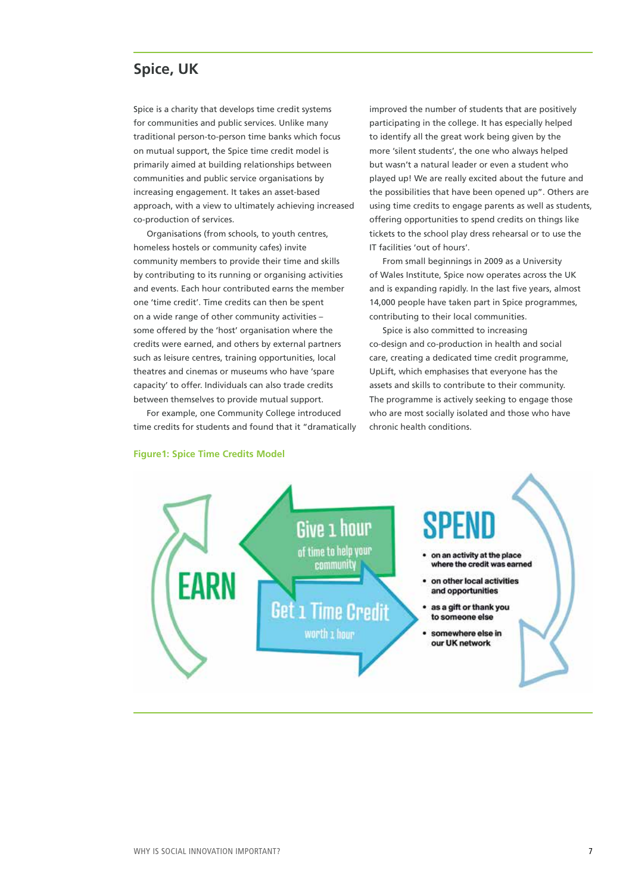## Spice, UK

Spice is a charity that develops time credit systems for communities and public services. Unlike many traditional person-to-person time banks which focus on mutual support, the Spice time credit model is primarily aimed at building relationships between communities and public service organisations by increasing engagement. It takes an asset-based approach, with a view to ultimately achieving increased co-production of services.

Organisations (from schools, to youth centres, homeless hostels or community cafes) invite community members to provide their time and skills by contributing to its running or organising activities and events. Each hour contributed earns the member one 'time credit'. Time credits can then be spent on a wide range of other community activities – some offered by the 'host' organisation where the credits were earned, and others by external partners such as leisure centres, training opportunities, local theatres and cinemas or museums who have 'spare capacity' to offer. Individuals can also trade credits between themselves to provide mutual support.

For example, one Community College introduced time credits for students and found that it "dramatically improved the number of students that are positively participating in the college. It has especially helped to identify all the great work being given by the more 'silent students', the one who always helped but wasn't a natural leader or even a student who played up! We are really excited about the future and the possibilities that have been opened up". Others are using time credits to engage parents as well as students, offering opportunities to spend credits on things like tickets to the school play dress rehearsal or to use the IT facilities 'out of hours'.

From small beginnings in 2009 as a University of Wales Institute, Spice now operates across the UK and is expanding rapidly. In the last five years, almost 14,000 people have taken part in Spice programmes, contributing to their local communities.

Spice is also committed to increasing co-design and co-production in health and social care, creating a dedicated time credit programme, UpLift, which emphasises that everyone has the assets and skills to contribute to their community. The programme is actively seeking to engage those who are most socially isolated and those who have chronic health conditions.

**Figure1: Spice Time Credits Model**

EARN

Give 1 hour of time to help your community

Get 1 Time Credit worth 1 hour

SPEND

- on an activity at the place where the credit was earned
- on other local activities and opportunities
- as a gift or thank you to someone else
- somewhere else in our UK network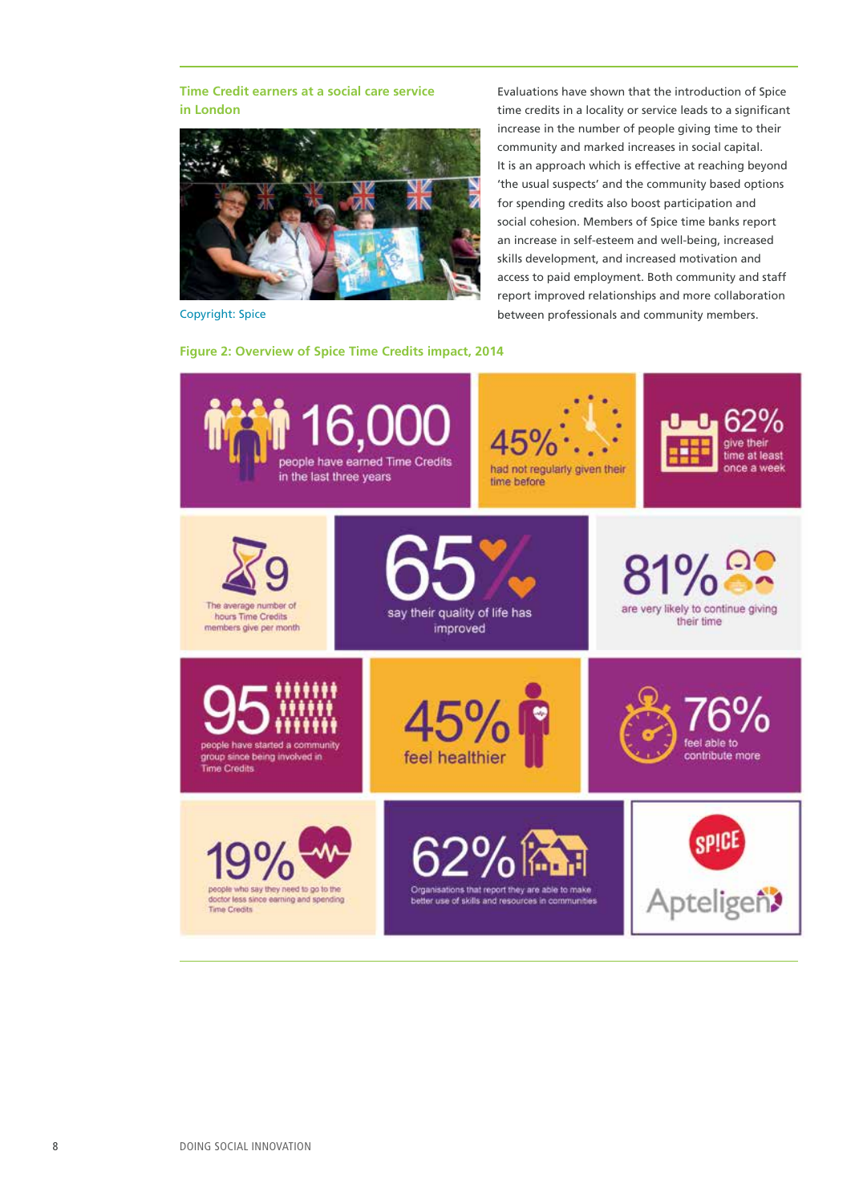**Time Credit earners at a social care service in London**

Copyright: Spice

Evaluations have shown that the introduction of Spice time credits in a locality or service leads to a significant increase in the number of people giving time to their community and marked increases in social capital. It is an approach which is effective at reaching beyond 'the usual suspects' and the community based options for spending credits also boost participation and social cohesion. Members of Spice time banks report an increase in self-esteem and well-being, increased skills development, and increased motivation and access to paid employment. Both community and staff report improved relationships and more collaboration between professionals and community members.

**Figure 2: Overview of Spice Time Credits impact, 2014**

- **16,000** people have earned Time Credits in the last three years
- **45%** had not regularly given their time before
- **62%** give their time at least once a week
- **9** The average number of hours Time Credits members give per month
- **65%** say their quality of life has improved
- **81%** are very likely to continue giving their time
- **95** people have started a community group since being involved in Time Credits
- **45%** feel healthier
- **76%** feel able to contribute more
- **19%** people who say they need to go to the doctor less since earning and spending Time Credits
- **62%** Organisations that report they are able to make better use of skills and resources in communities

SPICE

Apteligen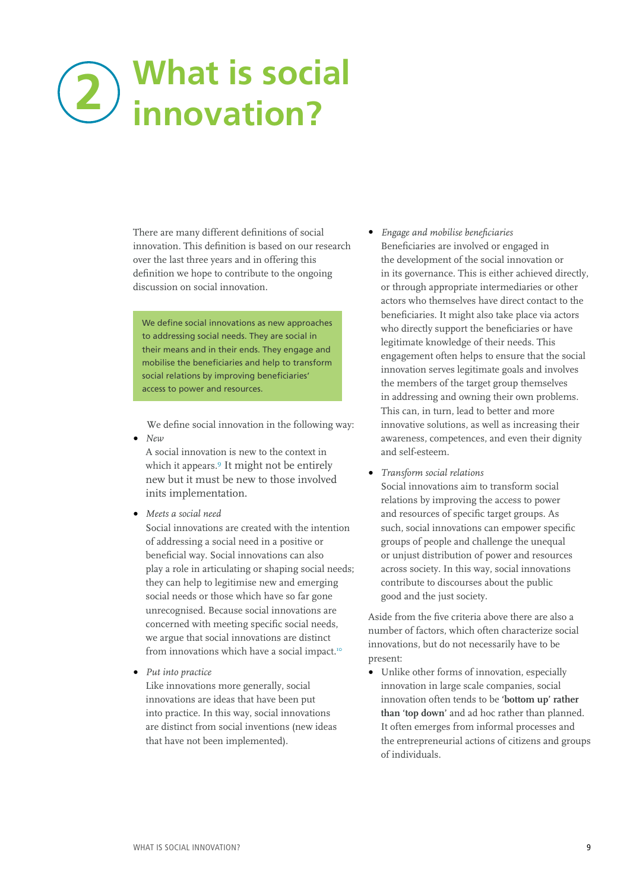# 2 What is social innovation?

There are many different definitions of social innovation. This definition is based on our research over the last three years and in offering this definition we hope to contribute to the ongoing discussion on social innovation.

> We define social innovations as new approaches to addressing social needs. They are social in their means and in their ends. They engage and mobilise the beneficiaries and help to transform social relations by improving beneficiaries' access to power and resources.

We define social innovation in the following way:

- *New*
  A social innovation is new to the context in which it appears.[9] It might not be entirely new but it must be new to those involved inits implementation.

- *Meets a social need*
  Social innovations are created with the intention of addressing a social need in a positive or beneficial way. Social innovations can also play a role in articulating or shaping social needs; they can help to legitimise new and emerging social needs or those which have so far gone unrecognised. Because social innovations are concerned with meeting specific social needs, we argue that social innovations are distinct from innovations which have a social impact.[10]

- *Put into practice*
  Like innovations more generally, social innovations are ideas that have been put into practice. In this way, social innovations are distinct from social inventions (new ideas that have not been implemented).

- *Engage and mobilise beneficiaries*
  Beneficiaries are involved or engaged in the development of the social innovation or in its governance. This is either achieved directly, or through appropriate intermediaries or other actors who themselves have direct contact to the beneficiaries. It might also take place via actors who directly support the beneficiaries or have legitimate knowledge of their needs. This engagement often helps to ensure that the social innovation serves legitimate goals and involves the members of the target group themselves in addressing and owning their own problems. This can, in turn, lead to better and more innovative solutions, as well as increasing their awareness, competences, and even their dignity and self-esteem.

- *Transform social relations*
  Social innovations aim to transform social relations by improving the access to power and resources of specific target groups. As such, social innovations can empower specific groups of people and challenge the unequal or unjust distribution of power and resources across society. In this way, social innovations contribute to discourses about the public good and the just society.

Aside from the five criteria above there are also a number of factors, which often characterize social innovations, but do not necessarily have to be present:

- Unlike other forms of innovation, especially innovation in large scale companies, social innovation often tends to be **'bottom up' rather than 'top down'** and ad hoc rather than planned. It often emerges from informal processes and the entrepreneurial actions of citizens and groups of individuals.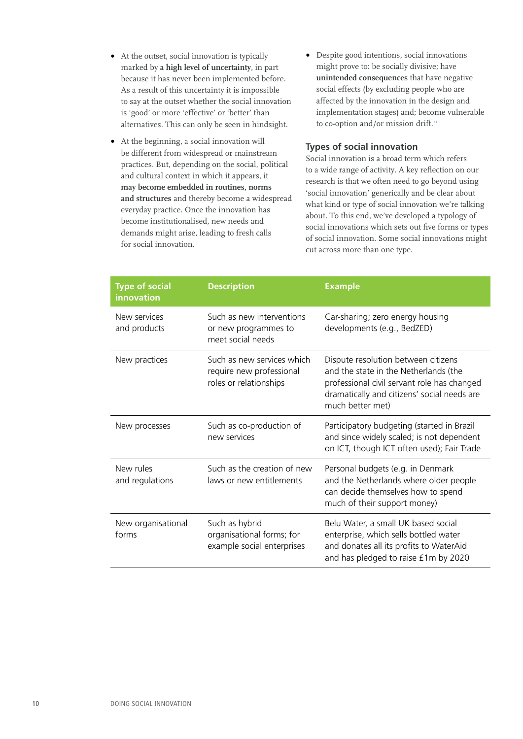- At the outset, social innovation is typically marked by **a high level of uncertainty**, in part because it has never been implemented before. As a result of this uncertainty it is impossible to say at the outset whether the social innovation is 'good' or more 'effective' or 'better' than alternatives. This can only be seen in hindsight.
- At the beginning, a social innovation will be different from widespread or mainstream practices. But, depending on the social, political and cultural context in which it appears, it **may become embedded in routines, norms and structures** and thereby become a widespread everyday practice. Once the innovation has become institutionalised, new needs and demands might arise, leading to fresh calls for social innovation.
- Despite good intentions, social innovations might prove to: be socially divisive; have **unintended consequences** that have negative social effects (by excluding people who are affected by the innovation in the design and implementation stages) and; become vulnerable to co-option and/or mission drift.[11]

## Types of social innovation

Social innovation is a broad term which refers to a wide range of activity. A key reflection on our research is that we often need to go beyond using 'social innovation' generically and be clear about what kind or type of social innovation we're talking about. To this end, we've developed a typology of social innovations which sets out five forms or types of social innovation. Some social innovations might cut across more than one type.

| Type of social innovation | Description | Example |
|---|---|---|
| New services and products | Such as new interventions or new programmes to meet social needs | Car-sharing; zero energy housing developments (e.g., BedZED) |
| New practices | Such as new services which require new professional roles or relationships | Dispute resolution between citizens and the state in the Netherlands (the professional civil servant role has changed dramatically and citizens' social needs are much better met) |
| New processes | Such as co-production of new services | Participatory budgeting (started in Brazil and since widely scaled; is not dependent on ICT, though ICT often used); Fair Trade |
| New rules and regulations | Such as the creation of new laws or new entitlements | Personal budgets (e.g. in Denmark and the Netherlands where older people can decide themselves how to spend much of their support money) |
| New organisational forms | Such as hybrid organisational forms; for example social enterprises | Belu Water, a small UK based social enterprise, which sells bottled water and donates all its profits to WaterAid and has pledged to raise £1m by 2020 |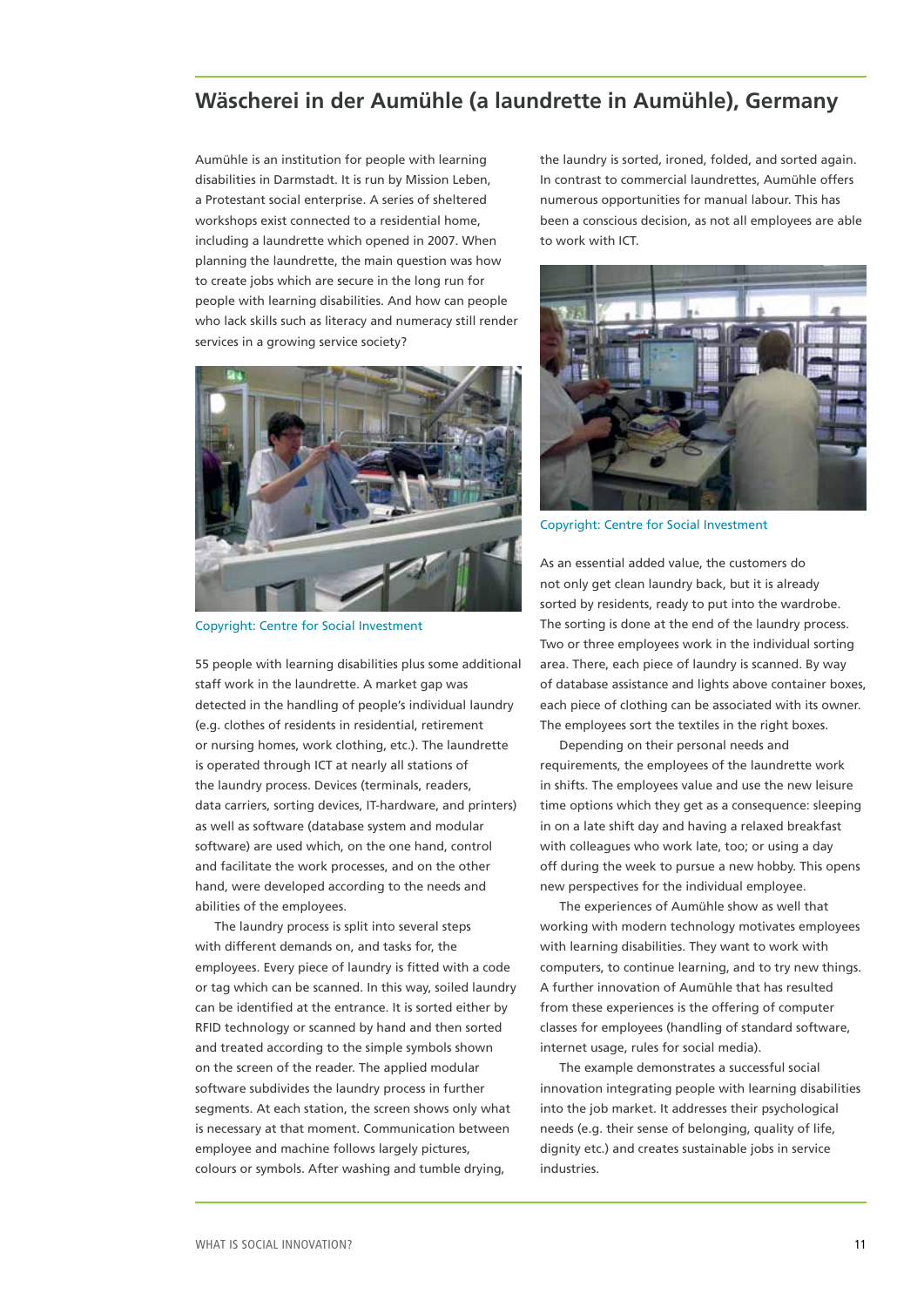## Wäscherei in der Aumühle (a laundrette in Aumühle), Germany

Aumühle is an institution for people with learning disabilities in Darmstadt. It is run by Mission Leben, a Protestant social enterprise. A series of sheltered workshops exist connected to a residential home, including a laundrette which opened in 2007. When planning the laundrette, the main question was how to create jobs which are secure in the long run for people with learning disabilities. And how can people who lack skills such as literacy and numeracy still render services in a growing service society?

Copyright: Centre for Social Investment

55 people with learning disabilities plus some additional staff work in the laundrette. A market gap was detected in the handling of people's individual laundry (e.g. clothes of residents in residential, retirement or nursing homes, work clothing, etc.). The laundrette is operated through ICT at nearly all stations of the laundry process. Devices (terminals, readers, data carriers, sorting devices, IT-hardware, and printers) as well as software (database system and modular software) are used which, on the one hand, control and facilitate the work processes, and on the other hand, were developed according to the needs and abilities of the employees.

The laundry process is split into several steps with different demands on, and tasks for, the employees. Every piece of laundry is fitted with a code or tag which can be scanned. In this way, soiled laundry can be identified at the entrance. It is sorted either by RFID technology or scanned by hand and then sorted and treated according to the simple symbols shown on the screen of the reader. The applied modular software subdivides the laundry process in further segments. At each station, the screen shows only what is necessary at that moment. Communication between employee and machine follows largely pictures, colours or symbols. After washing and tumble drying, the laundry is sorted, ironed, folded, and sorted again. In contrast to commercial laundrettes, Aumühle offers numerous opportunities for manual labour. This has been a conscious decision, as not all employees are able to work with ICT.

Copyright: Centre for Social Investment

As an essential added value, the customers do not only get clean laundry back, but it is already sorted by residents, ready to put into the wardrobe. The sorting is done at the end of the laundry process. Two or three employees work in the individual sorting area. There, each piece of laundry is scanned. By way of database assistance and lights above container boxes, each piece of clothing can be associated with its owner. The employees sort the textiles in the right boxes.

Depending on their personal needs and requirements, the employees of the laundrette work in shifts. The employees value and use the new leisure time options which they get as a consequence: sleeping in on a late shift day and having a relaxed breakfast with colleagues who work late, too; or using a day off during the week to pursue a new hobby. This opens new perspectives for the individual employee.

The experiences of Aumühle show as well that working with modern technology motivates employees with learning disabilities. They want to work with computers, to continue learning, and to try new things. A further innovation of Aumühle that has resulted from these experiences is the offering of computer classes for employees (handling of standard software, internet usage, rules for social media).

The example demonstrates a successful social innovation integrating people with learning disabilities into the job market. It addresses their psychological needs (e.g. their sense of belonging, quality of life, dignity etc.) and creates sustainable jobs in service industries.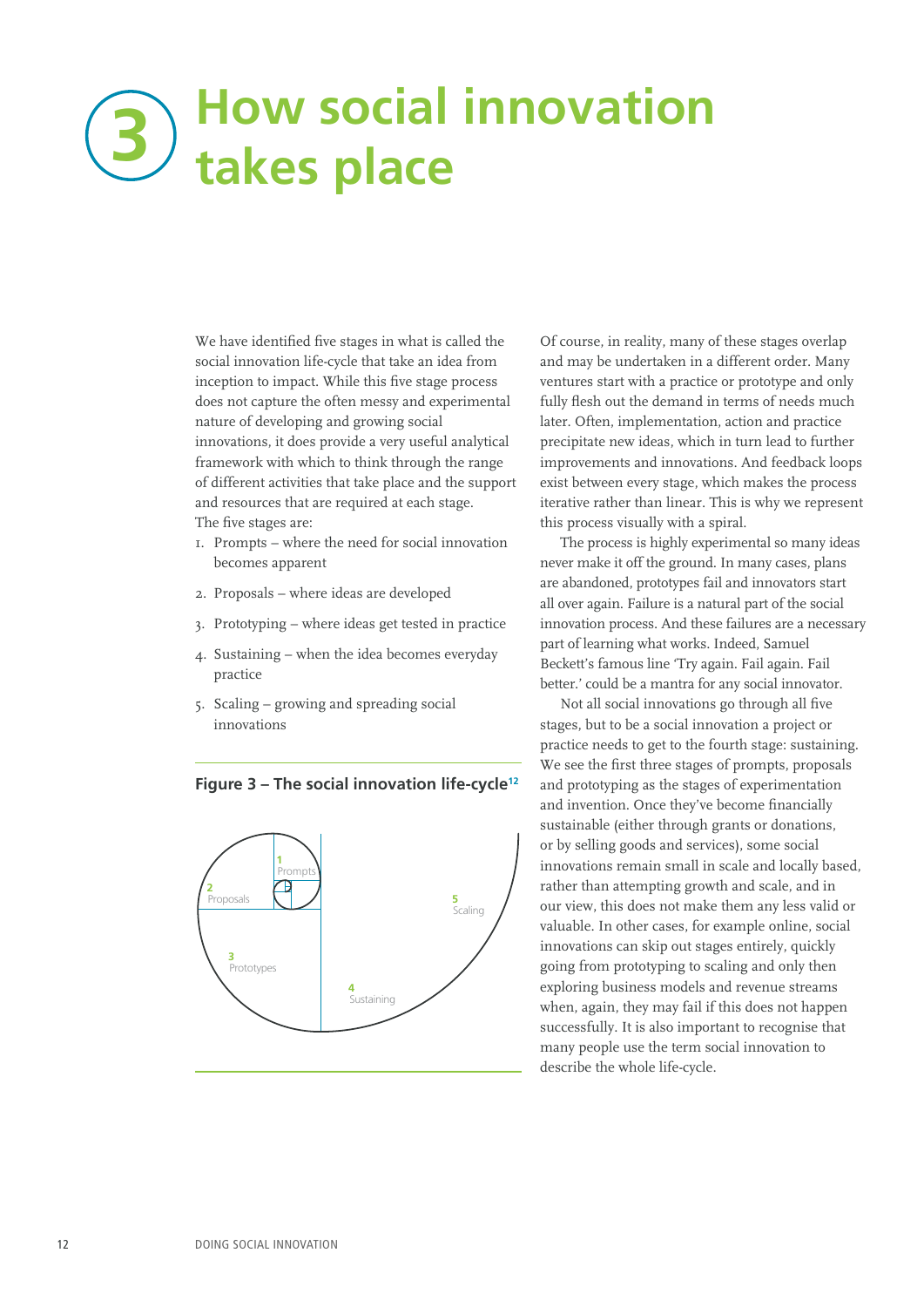# 3 How social innovation takes place

We have identified five stages in what is called the social innovation life-cycle that take an idea from inception to impact. While this five stage process does not capture the often messy and experimental nature of developing and growing social innovations, it does provide a very useful analytical framework with which to think through the range of different activities that take place and the support and resources that are required at each stage. The five stages are:

1. Prompts – where the need for social innovation becomes apparent
2. Proposals – where ideas are developed
3. Prototyping – where ideas get tested in practice
4. Sustaining – when the idea becomes everyday practice
5. Scaling – growing and spreading social innovations

**Figure 3 – The social innovation life-cycle**[12]

1 Prompts

2 Proposals

3 Prototypes

4 Sustaining

5 Scaling

Of course, in reality, many of these stages overlap and may be undertaken in a different order. Many ventures start with a practice or prototype and only fully flesh out the demand in terms of needs much later. Often, implementation, action and practice precipitate new ideas, which in turn lead to further improvements and innovations. And feedback loops exist between every stage, which makes the process iterative rather than linear. This is why we represent this process visually with a spiral.

The process is highly experimental so many ideas never make it off the ground. In many cases, plans are abandoned, prototypes fail and innovators start all over again. Failure is a natural part of the social innovation process. And these failures are a necessary part of learning what works. Indeed, Samuel Beckett's famous line 'Try again. Fail again. Fail better.' could be a mantra for any social innovator.

Not all social innovations go through all five stages, but to be a social innovation a project or practice needs to get to the fourth stage: sustaining. We see the first three stages of prompts, proposals and prototyping as the stages of experimentation and invention. Once they've become financially sustainable (either through grants or donations, or by selling goods and services), some social innovations remain small in scale and locally based, rather than attempting growth and scale, and in our view, this does not make them any less valid or valuable. In other cases, for example online, social innovations can skip out stages entirely, quickly going from prototyping to scaling and only then exploring business models and revenue streams when, again, they may fail if this does not happen successfully. It is also important to recognise that many people use the term social innovation to describe the whole life-cycle.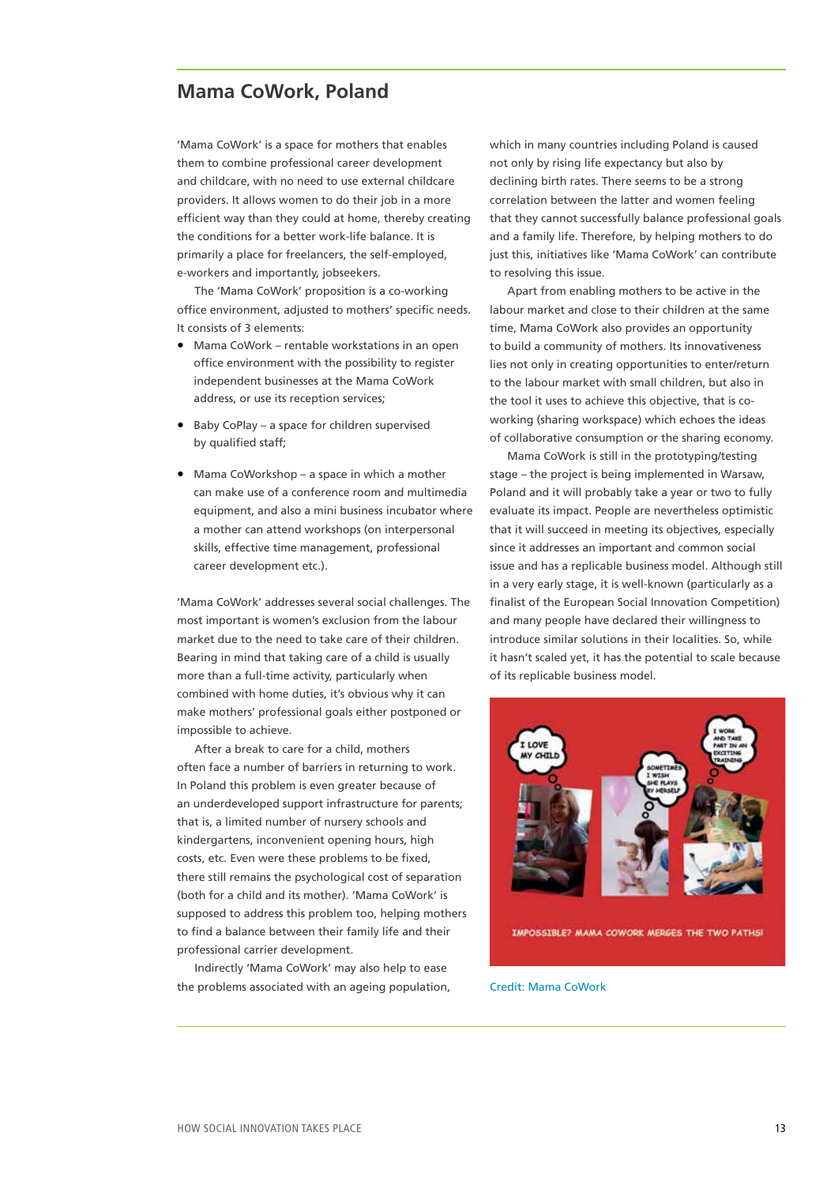## Mama CoWork, Poland

'Mama CoWork' is a space for mothers that enables them to combine professional career development and childcare, with no need to use external childcare providers. It allows women to do their job in a more efficient way than they could at home, thereby creating the conditions for a better work-life balance. It is primarily a place for freelancers, the self-employed, e-workers and importantly, jobseekers.

The 'Mama CoWork' proposition is a co-working office environment, adjusted to mothers' specific needs. It consists of 3 elements:

- Mama CoWork – rentable workstations in an open office environment with the possibility to register independent businesses at the Mama CoWork address, or use its reception services;
- Baby CoPlay – a space for children supervised by qualified staff;
- Mama CoWorkshop – a space in which a mother can make use of a conference room and multimedia equipment, and also a mini business incubator where a mother can attend workshops (on interpersonal skills, effective time management, professional career development etc.).

'Mama CoWork' addresses several social challenges. The most important is women's exclusion from the labour market due to the need to take care of their children. Bearing in mind that taking care of a child is usually more than a full-time activity, particularly when combined with home duties, it's obvious why it can make mothers' professional goals either postponed or impossible to achieve.

After a break to care for a child, mothers often face a number of barriers in returning to work. In Poland this problem is even greater because of an underdeveloped support infrastructure for parents; that is, a limited number of nursery schools and kindergartens, inconvenient opening hours, high costs, etc. Even were these problems to be fixed, there still remains the psychological cost of separation (both for a child and its mother). 'Mama CoWork' is supposed to address this problem too, helping mothers to find a balance between their family life and their professional carrier development.

Indirectly 'Mama CoWork' may also help to ease the problems associated with an ageing population, which in many countries including Poland is caused not only by rising life expectancy but also by declining birth rates. There seems to be a strong correlation between the latter and women feeling that they cannot successfully balance professional goals and a family life. Therefore, by helping mothers to do just this, initiatives like 'Mama CoWork' can contribute to resolving this issue.

Apart from enabling mothers to be active in the labour market and close to their children at the same time, Mama CoWork also provides an opportunity to build a community of mothers. Its innovativeness lies not only in creating opportunities to enter/return to the labour market with small children, but also in the tool it uses to achieve this objective, that is co-working (sharing workspace) which echoes the ideas of collaborative consumption or the sharing economy.

Mama CoWork is still in the prototyping/testing stage – the project is being implemented in Warsaw, Poland and it will probably take a year or two to fully evaluate its impact. People are nevertheless optimistic that it will succeed in meeting its objectives, especially since it addresses an important and common social issue and has a replicable business model. Although still in a very early stage, it is well-known (particularly as a finalist of the European Social Innovation Competition) and many people have declared their willingness to introduce similar solutions in their localities. So, while it hasn't scaled yet, it has the potential to scale because of its replicable business model.

Credit: Mama CoWork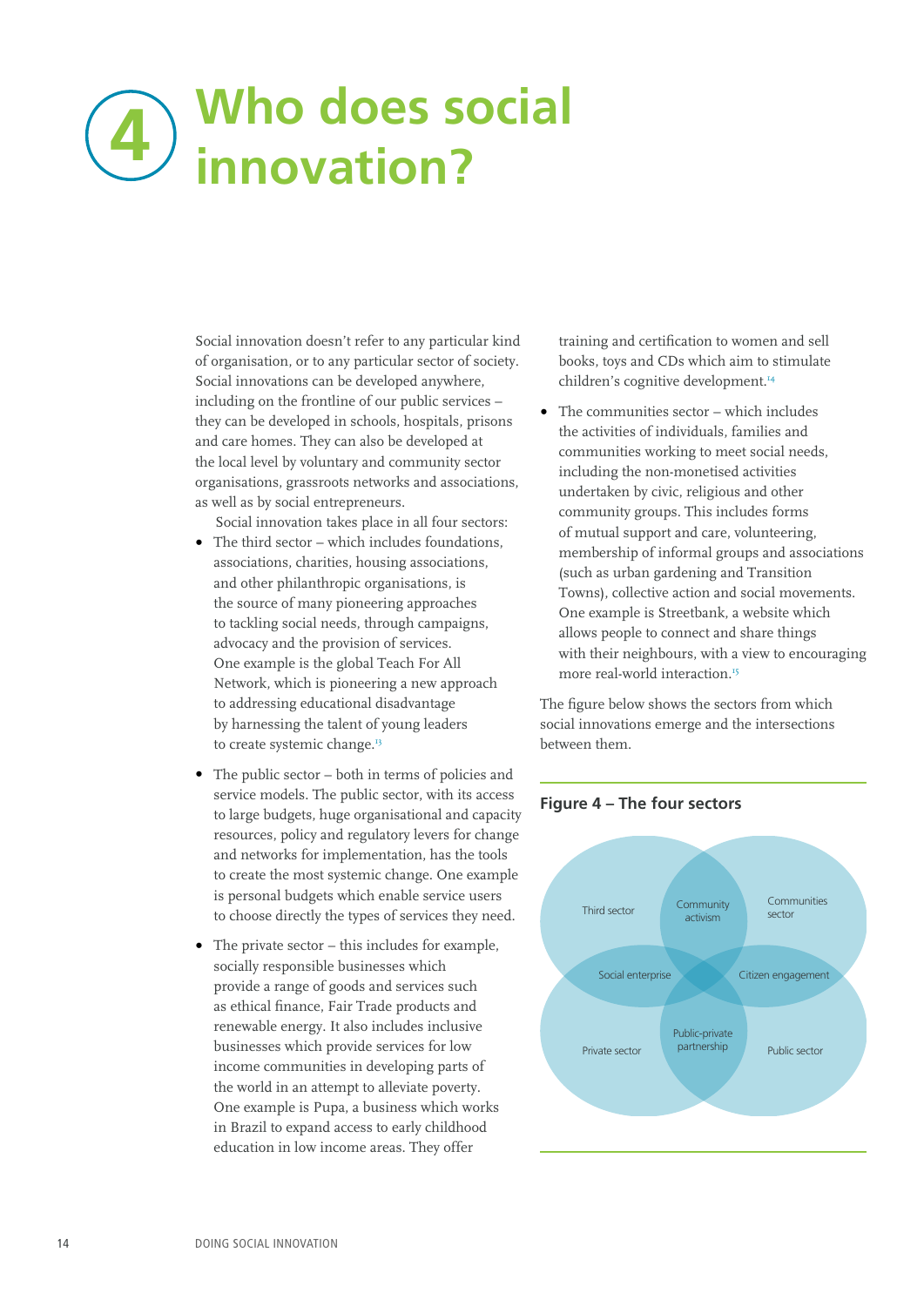# 4 Who does social innovation?

Social innovation doesn't refer to any particular kind of organisation, or to any particular sector of society. Social innovations can be developed anywhere, including on the frontline of our public services – they can be developed in schools, hospitals, prisons and care homes. They can also be developed at the local level by voluntary and community sector organisations, grassroots networks and associations, as well as by social entrepreneurs.

Social innovation takes place in all four sectors:

- The third sector – which includes foundations, associations, charities, housing associations, and other philanthropic organisations, is the source of many pioneering approaches to tackling social needs, through campaigns, advocacy and the provision of services. One example is the global Teach For All Network, which is pioneering a new approach to addressing educational disadvantage by harnessing the talent of young leaders to create systemic change.[13]
- The public sector – both in terms of policies and service models. The public sector, with its access to large budgets, huge organisational and capacity resources, policy and regulatory levers for change and networks for implementation, has the tools to create the most systemic change. One example is personal budgets which enable service users to choose directly the types of services they need.
- The private sector – this includes for example, socially responsible businesses which provide a range of goods and services such as ethical finance, Fair Trade products and renewable energy. It also includes inclusive businesses which provide services for low income communities in developing parts of the world in an attempt to alleviate poverty. One example is Pupa, a business which works in Brazil to expand access to early childhood education in low income areas. They offer training and certification to women and sell books, toys and CDs which aim to stimulate children's cognitive development.[14]
- The communities sector – which includes the activities of individuals, families and communities working to meet social needs, including the non-monetised activities undertaken by civic, religious and other community groups. This includes forms of mutual support and care, volunteering, membership of informal groups and associations (such as urban gardening and Transition Towns), collective action and social movements. One example is Streetbank, a website which allows people to connect and share things with their neighbours, with a view to encouraging more real-world interaction.[15]

The figure below shows the sectors from which social innovations emerge and the intersections between them.

**Figure 4 – The four sectors**

Third sector | Community activism | Communities sector | Social enterprise | Citizen engagement | Private sector | Public-private partnership | Public sector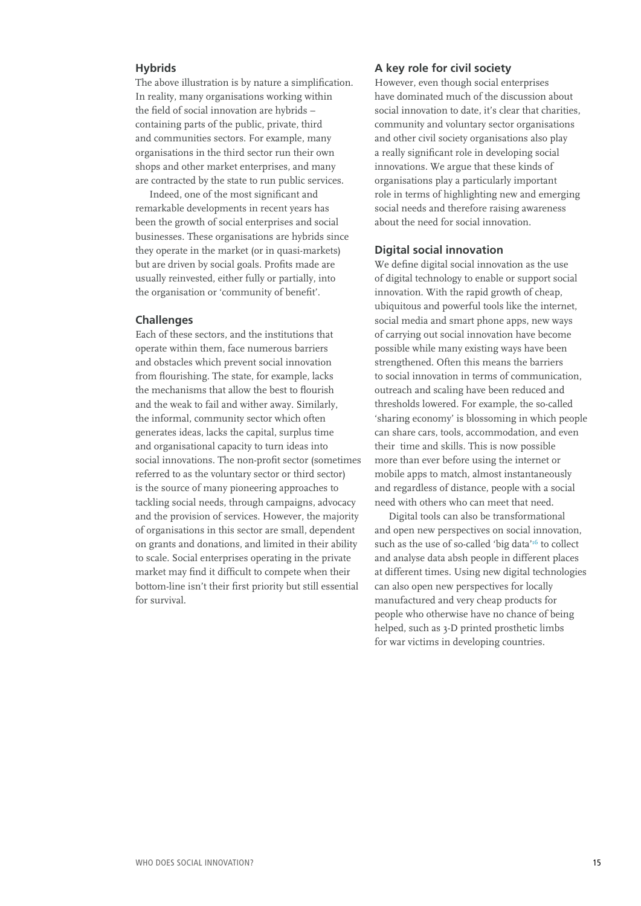### Hybrids

The above illustration is by nature a simplification. In reality, many organisations working within the field of social innovation are hybrids – containing parts of the public, private, third and communities sectors. For example, many organisations in the third sector run their own shops and other market enterprises, and many are contracted by the state to run public services.

Indeed, one of the most significant and remarkable developments in recent years has been the growth of social enterprises and social businesses. These organisations are hybrids since they operate in the market (or in quasi-markets) but are driven by social goals. Profits made are usually reinvested, either fully or partially, into the organisation or 'community of benefit'.

### Challenges

Each of these sectors, and the institutions that operate within them, face numerous barriers and obstacles which prevent social innovation from flourishing. The state, for example, lacks the mechanisms that allow the best to flourish and the weak to fail and wither away. Similarly, the informal, community sector which often generates ideas, lacks the capital, surplus time and organisational capacity to turn ideas into social innovations. The non-profit sector (sometimes referred to as the voluntary sector or third sector) is the source of many pioneering approaches to tackling social needs, through campaigns, advocacy and the provision of services. However, the majority of organisations in this sector are small, dependent on grants and donations, and limited in their ability to scale. Social enterprises operating in the private market may find it difficult to compete when their bottom-line isn't their first priority but still essential for survival.

### A key role for civil society

However, even though social enterprises have dominated much of the discussion about social innovation to date, it's clear that charities, community and voluntary sector organisations and other civil society organisations also play a really significant role in developing social innovations. We argue that these kinds of organisations play a particularly important role in terms of highlighting new and emerging social needs and therefore raising awareness about the need for social innovation.

### Digital social innovation

We define digital social innovation as the use of digital technology to enable or support social innovation. With the rapid growth of cheap, ubiquitous and powerful tools like the internet, social media and smart phone apps, new ways of carrying out social innovation have become possible while many existing ways have been strengthened. Often this means the barriers to social innovation in terms of communication, outreach and scaling have been reduced and thresholds lowered. For example, the so-called 'sharing economy' is blossoming in which people can share cars, tools, accommodation, and even their time and skills. This is now possible more than ever before using the internet or mobile apps to match, almost instantaneously and regardless of distance, people with a social need with others who can meet that need.

Digital tools can also be transformational and open new perspectives on social innovation, such as the use of so-called 'big data'[16] to collect and analyse data absh people in different places at different times. Using new digital technologies can also open new perspectives for locally manufactured and very cheap products for people who otherwise have no chance of being helped, such as 3-D printed prosthetic limbs for war victims in developing countries.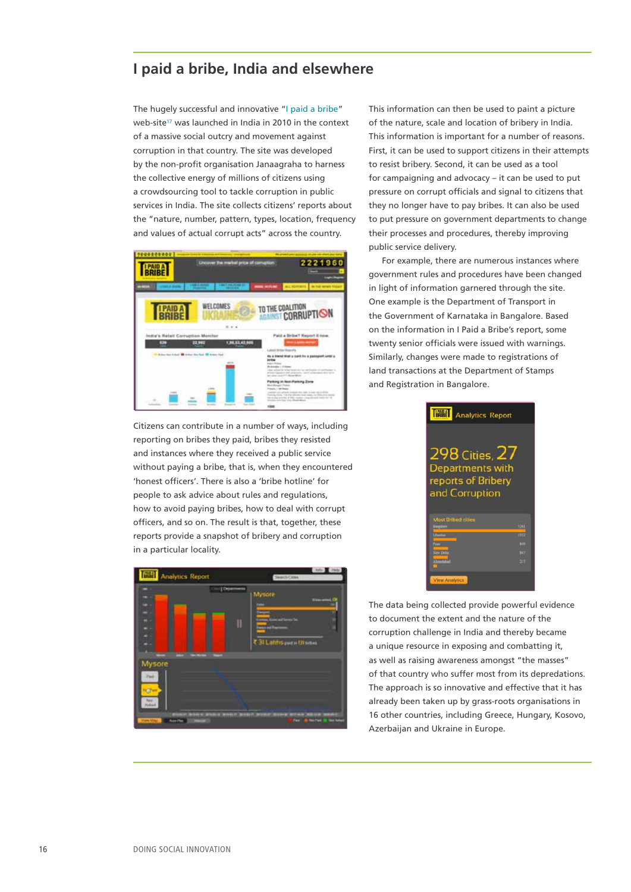## I paid a bribe, India and elsewhere

The hugely successful and innovative "I paid a bribe" web-site[17] was launched in India in 2010 in the context of a massive social outcry and movement against corruption in that country. The site was developed by the non-profit organisation Janaagraha to harness the collective energy of millions of citizens using a crowdsourcing tool to tackle corruption in public services in India. The site collects citizens' reports about the "nature, number, pattern, types, location, frequency and values of actual corrupt acts" across the country.

Citizens can contribute in a number of ways, including reporting on bribes they paid, bribes they resisted and instances where they received a public service without paying a bribe, that is, when they encountered 'honest officers'. There is also a 'bribe hotline' for people to ask advice about rules and regulations, how to avoid paying bribes, how to deal with corrupt officers, and so on. The result is that, together, these reports provide a snapshot of bribery and corruption in a particular locality.

This information can then be used to paint a picture of the nature, scale and location of bribery in India. This information is important for a number of reasons. First, it can be used to support citizens in their attempts to resist bribery. Second, it can be used as a tool for campaigning and advocacy – it can be used to put pressure on corrupt officials and signal to citizens that they no longer have to pay bribes. It can also be used to put pressure on government departments to change their processes and procedures, thereby improving public service delivery.

For example, there are numerous instances where government rules and procedures have been changed in light of information garnered through the site. One example is the Department of Transport in the Government of Karnataka in Bangalore. Based on the information in I Paid a Bribe's report, some twenty senior officials were issued with warnings. Similarly, changes were made to registrations of land transactions at the Department of Stamps and Registration in Bangalore.

The data being collected provide powerful evidence to document the extent and the nature of the corruption challenge in India and thereby became a unique resource in exposing and combatting it, as well as raising awareness amongst "the masses" of that country who suffer most from its depredations. The approach is so innovative and effective that it has already been taken up by grass-roots organisations in 16 other countries, including Greece, Hungary, Kosovo, Azerbaijan and Ukraine in Europe.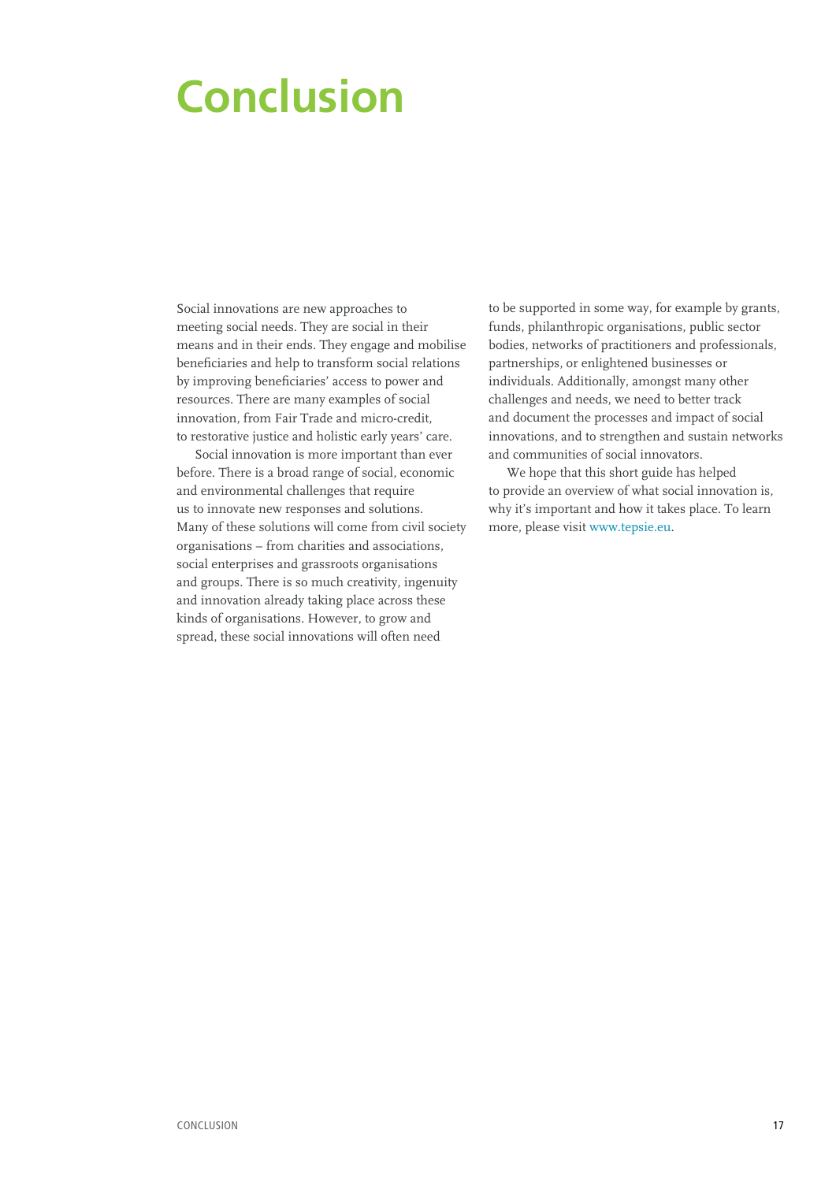# Conclusion

Social innovations are new approaches to meeting social needs. They are social in their means and in their ends. They engage and mobilise beneficiaries and help to transform social relations by improving beneficiaries' access to power and resources. There are many examples of social innovation, from Fair Trade and micro-credit, to restorative justice and holistic early years' care.

Social innovation is more important than ever before. There is a broad range of social, economic and environmental challenges that require us to innovate new responses and solutions. Many of these solutions will come from civil society organisations – from charities and associations, social enterprises and grassroots organisations and groups. There is so much creativity, ingenuity and innovation already taking place across these kinds of organisations. However, to grow and spread, these social innovations will often need to be supported in some way, for example by grants, funds, philanthropic organisations, public sector bodies, networks of practitioners and professionals, partnerships, or enlightened businesses or individuals. Additionally, amongst many other challenges and needs, we need to better track and document the processes and impact of social innovations, and to strengthen and sustain networks and communities of social innovators.

We hope that this short guide has helped to provide an overview of what social innovation is, why it's important and how it takes place. To learn more, please visit www.tepsie.eu.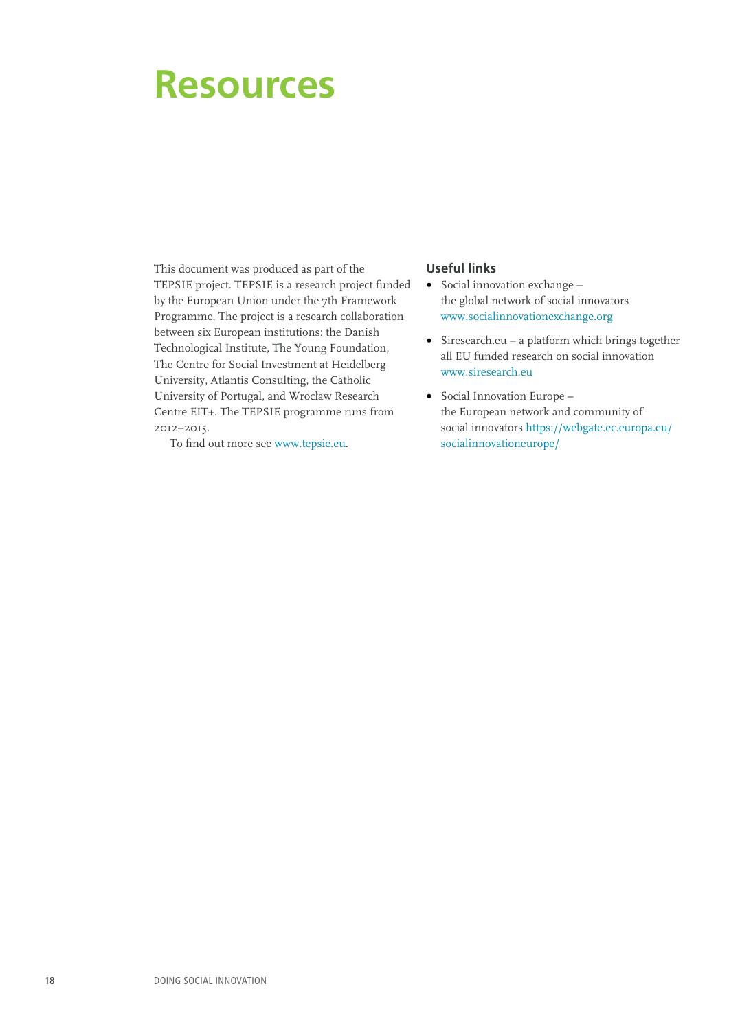# Resources

This document was produced as part of the TEPSIE project. TEPSIE is a research project funded by the European Union under the 7th Framework Programme. The project is a research collaboration between six European institutions: the Danish Technological Institute, The Young Foundation, The Centre for Social Investment at Heidelberg University, Atlantis Consulting, the Catholic University of Portugal, and Wrocław Research Centre EIT+. The TEPSIE programme runs from 2012–2015.

To find out more see www.tepsie.eu.

## Useful links

- Social innovation exchange – the global network of social innovators www.socialinnovationexchange.org
- Siresearch.eu – a platform which brings together all EU funded research on social innovation www.siresearch.eu
- Social Innovation Europe – the European network and community of social innovators https://webgate.ec.europa.eu/socialinnovationeurope/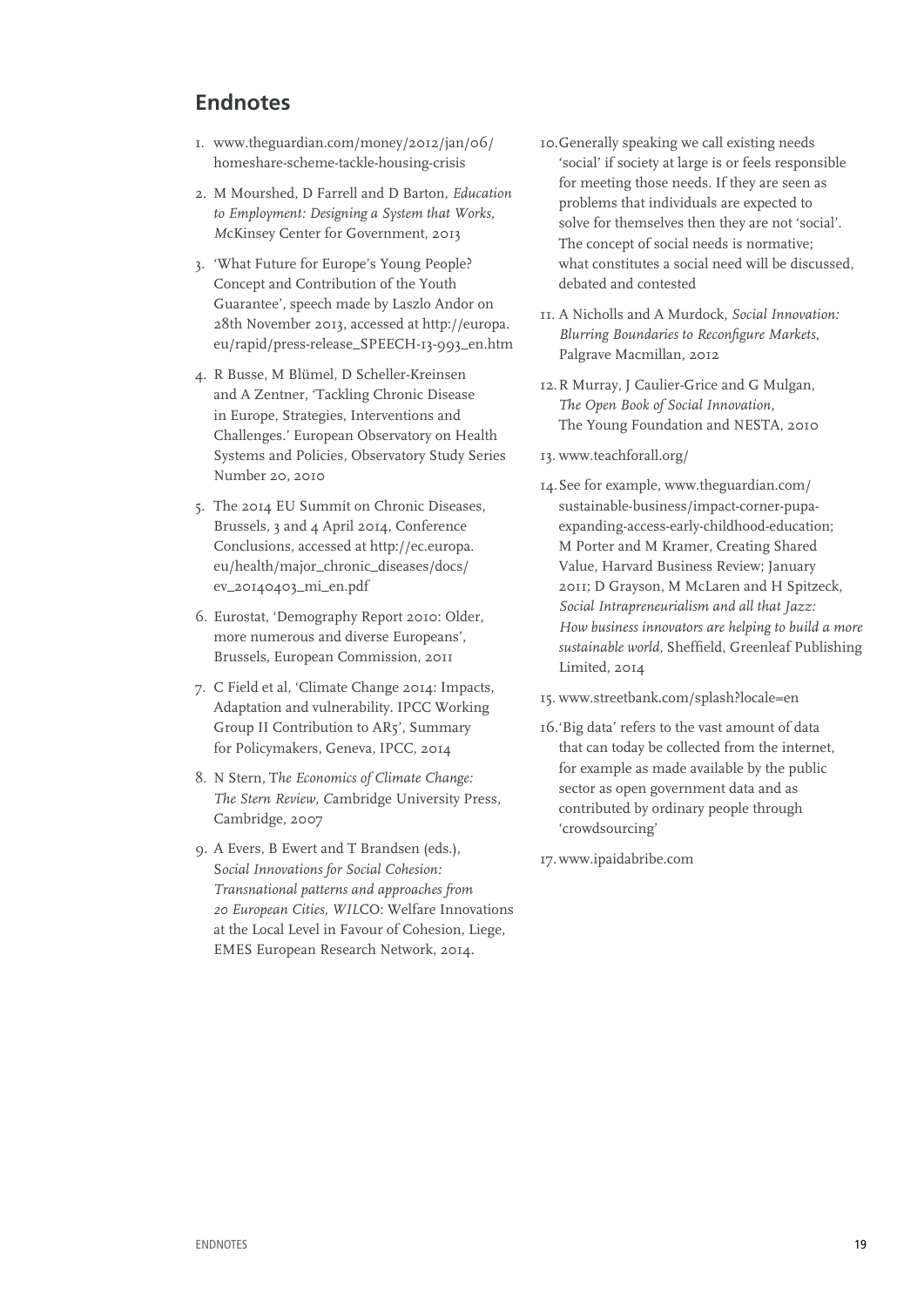## Endnotes

1. www.theguardian.com/money/2012/jan/06/homeshare-scheme-tackle-housing-crisis
2. M Mourshed, D Farrell and D Barton, *Education to Employment: Designing a System that Works*, McKinsey Center for Government, 2013
3. 'What Future for Europe's Young People? Concept and Contribution of the Youth Guarantee', speech made by Laszlo Andor on 28th November 2013, accessed at http://europa.eu/rapid/press-release_SPEECH-13-993_en.htm
4. R Busse, M Blümel, D Scheller-Kreinsen and A Zentner, 'Tackling Chronic Disease in Europe, Strategies, Interventions and Challenges.' European Observatory on Health Systems and Policies, Observatory Study Series Number 20, 2010
5. The 2014 EU Summit on Chronic Diseases, Brussels, 3 and 4 April 2014, Conference Conclusions, accessed at http://ec.europa.eu/health/major_chronic_diseases/docs/ev_20140403_mi_en.pdf
6. Eurostat, 'Demography Report 2010: Older, more numerous and diverse Europeans', Brussels, European Commission, 2011
7. C Field et al, 'Climate Change 2014: Impacts, Adaptation and vulnerability. IPCC Working Group II Contribution to AR5', Summary for Policymakers, Geneva, IPCC, 2014
8. N Stern, *The Economics of Climate Change: The Stern Review*, Cambridge University Press, Cambridge, 2007
9. A Evers, B Ewert and T Brandsen (eds.), *Social Innovations for Social Cohesion: Transnational patterns and approaches from 20 European Cities, WILCO*: Welfare Innovations at the Local Level in Favour of Cohesion, Liege, EMES European Research Network, 2014.
10. Generally speaking we call existing needs 'social' if society at large is or feels responsible for meeting those needs. If they are seen as problems that individuals are expected to solve for themselves then they are not 'social'. The concept of social needs is normative; what constitutes a social need will be discussed, debated and contested
11. A Nicholls and A Murdock, *Social Innovation: Blurring Boundaries to Reconfigure Markets*, Palgrave Macmillan, 2012
12. R Murray, J Caulier-Grice and G Mulgan, *The Open Book of Social Innovation*, The Young Foundation and NESTA, 2010
13. www.teachforall.org/
14. See for example, www.theguardian.com/sustainable-business/impact-corner-pupa-expanding-access-early-childhood-education; M Porter and M Kramer, Creating Shared Value, Harvard Business Review; January 2011; D Grayson, M McLaren and H Spitzeck, *Social Intrapreneurialism and all that Jazz: How business innovators are helping to build a more sustainable world*, Sheffield, Greenleaf Publishing Limited, 2014
15. www.streetbank.com/splash?locale=en
16. 'Big data' refers to the vast amount of data that can today be collected from the internet, for example as made available by the public sector as open government data and as contributed by ordinary people through 'crowdsourcing'
17. www.ipaidabribe.com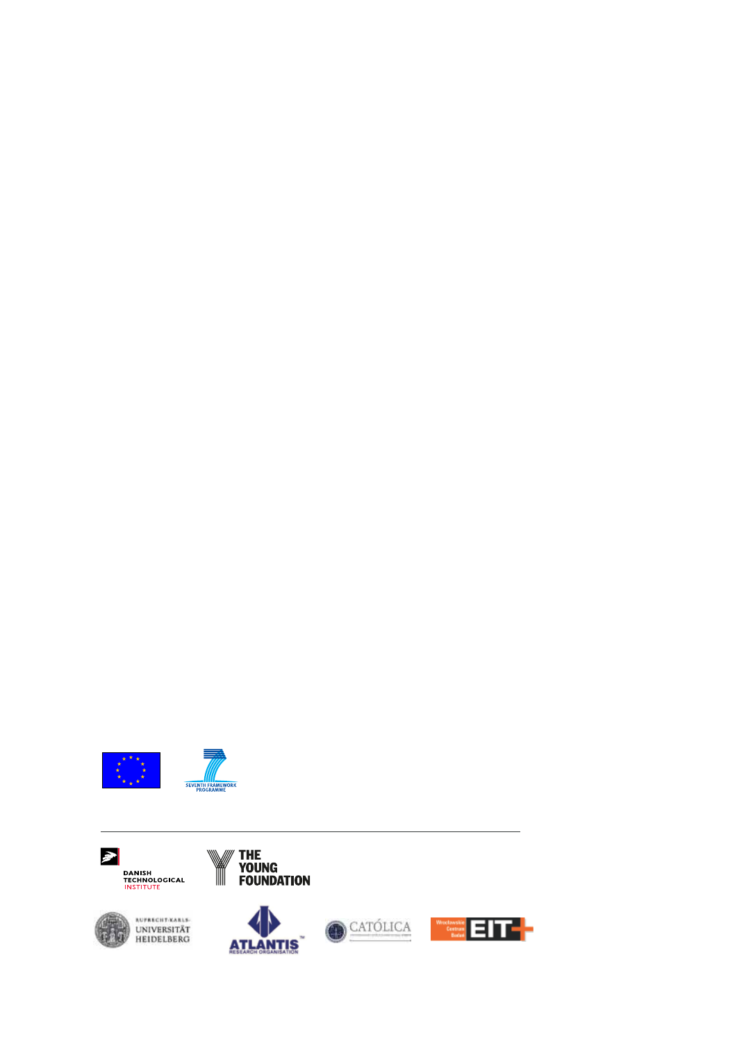SEVENTH FRAMEWORK PROGRAMME

---

DANISH TECHNOLOGICAL INSTITUTE

THE YOUNG FOUNDATION

RUPRECHT-KARLS-UNIVERSITÄT HEIDELBERG

ATLANTIS RESEARCH ORGANISATION

CATÓLICA

Wrocławskie Centrum Badań EIT+